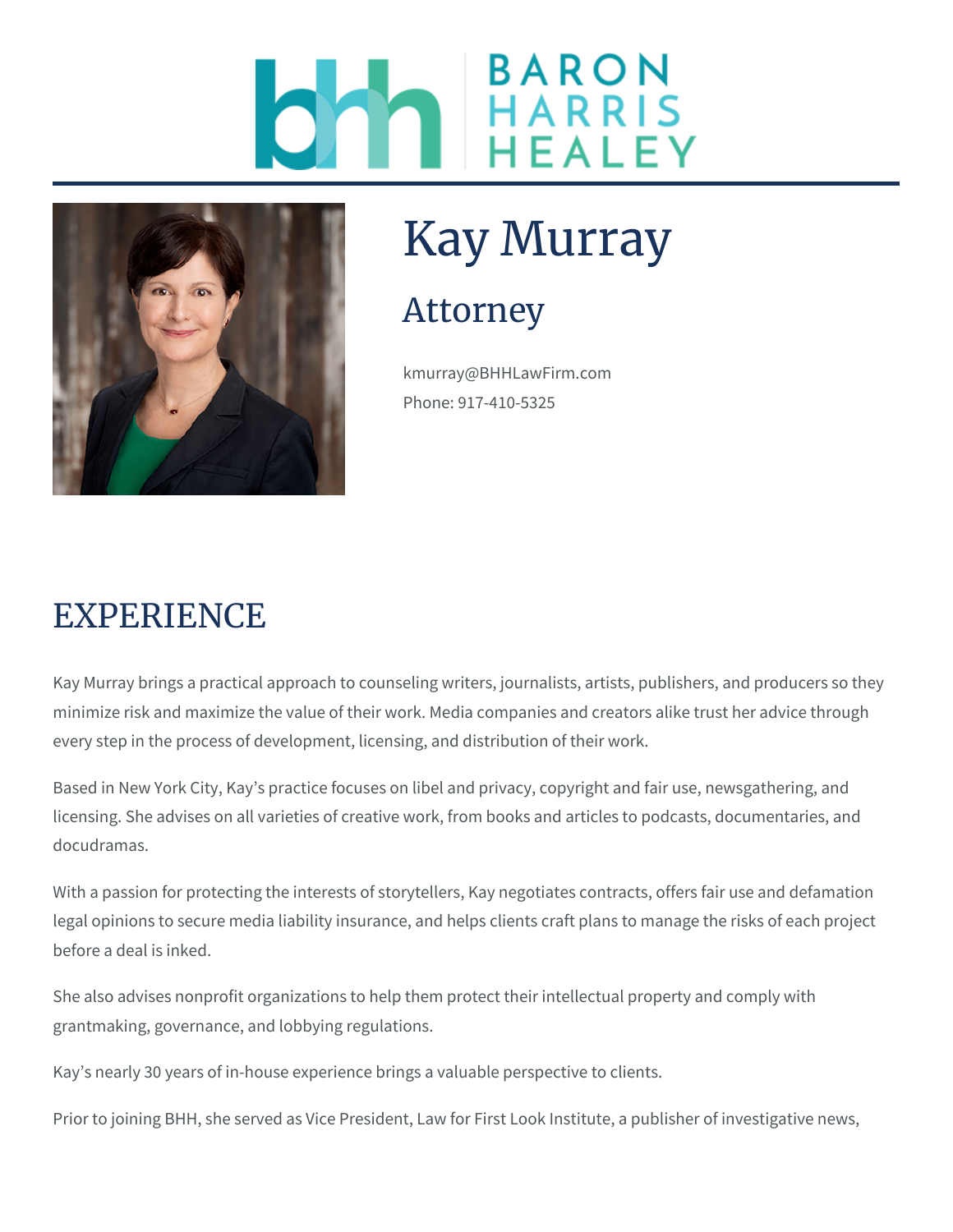BARON HARRIS HEALEY

# Kay Murray

## Attorney

kmurray@BHHLawFirm.com

Phone: 917-410-5325

## EXPERIENCE

Kay Murray brings a practical approach to counseling writers, journalists, artists, publishers, and producers so they minimize risk and maximize the value of their work. Media companies and creators alike trust her advice through every step in the process of development, licensing, and distribution of their work.

Based in New York City, Kay's practice focuses on libel and privacy, copyright and fair use, newsgathering, and licensing. She advises on all varieties of creative work, from books and articles to podcasts, documentaries, and docudramas.

With a passion for protecting the interests of storytellers, Kay negotiates contracts, offers fair use and defamation legal opinions to secure media liability insurance, and helps clients craft plans to manage the risks of each project before a deal is inked.

She also advises nonprofit organizations to help them protect their intellectual property and comply with grantmaking, governance, and lobbying regulations.

Kay's nearly 30 years of in-house experience brings a valuable perspective to clients.

Prior to joining BHH, she served as Vice President, Law for First Look Institute, a publisher of investigative news,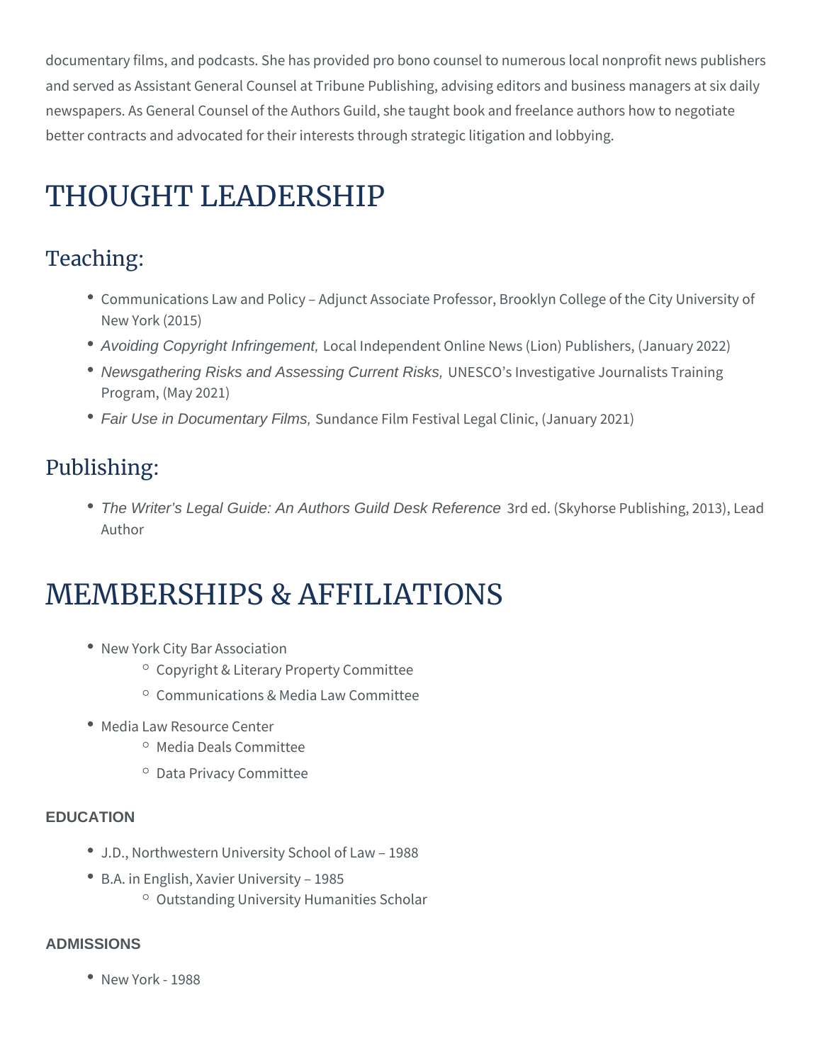documentary films, and podcasts. She has provided pro bono counsel to numerous local nonprofit news publishers and served as Assistant General Counsel at Tribune Publishing, advising editors and business managers at six daily newspapers. As General Counsel of the Authors Guild, she taught book and freelance authors how to negotiate better contracts and advocated for their interests through strategic litigation and lobbying.

# THOUGHT LEADERSHIP

## Teaching:

- Communications Law and Policy – Adjunct Associate Professor, Brooklyn College of the City University of New York (2015)
- *Avoiding Copyright Infringement,* Local Independent Online News (Lion) Publishers, (January 2022)
- *Newsgathering Risks and Assessing Current Risks,* UNESCO's Investigative Journalists Training Program, (May 2021)
- *Fair Use in Documentary Films,* Sundance Film Festival Legal Clinic, (January 2021)

## Publishing:

- *The Writer's Legal Guide: An Authors Guild Desk Reference* 3rd ed. (Skyhorse Publishing, 2013), Lead Author

# MEMBERSHIPS & AFFILIATIONS

- New York City Bar Association
  - Copyright & Literary Property Committee
  - Communications & Media Law Committee
- Media Law Resource Center
  - Media Deals Committee
  - Data Privacy Committee

### EDUCATION

- J.D., Northwestern University School of Law – 1988
- B.A. in English, Xavier University – 1985
  - Outstanding University Humanities Scholar

### ADMISSIONS

- New York - 1988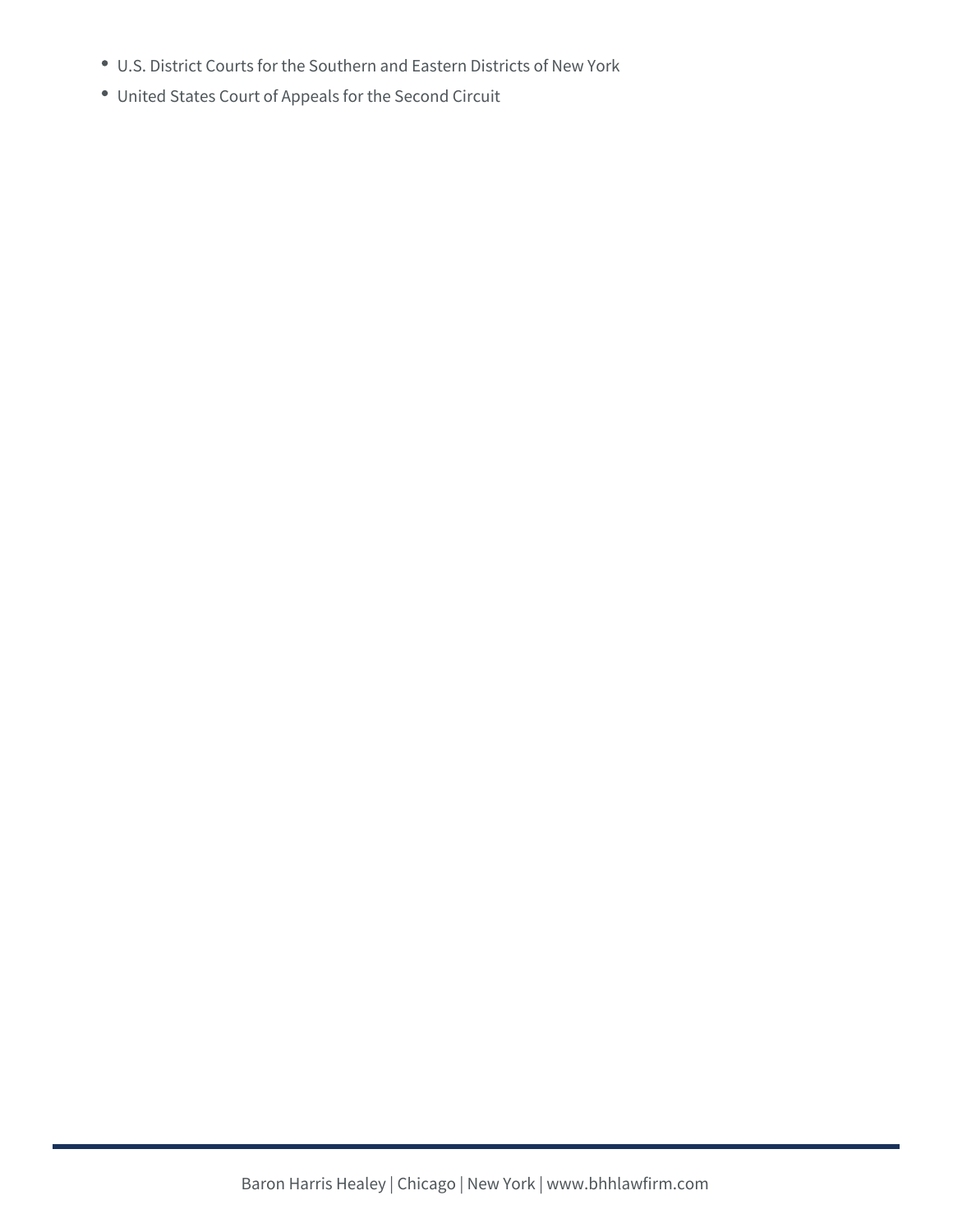- U.S. District Courts for the Southern and Eastern Districts of New York
- United States Court of Appeals for the Second Circuit